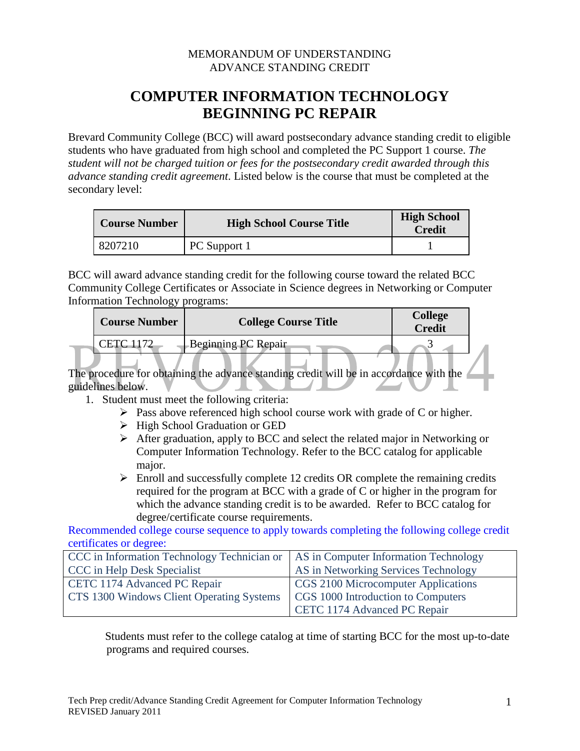MEMORANDUM OF UNDERSTANDING
ADVANCE STANDING CREDIT

# COMPUTER INFORMATION TECHNOLOGY
# BEGINNING PC REPAIR

Brevard Community College (BCC) will award postsecondary advance standing credit to eligible students who have graduated from high school and completed the PC Support 1 course. *The student will not be charged tuition or fees for the postsecondary credit awarded through this advance standing credit agreement*. Listed below is the course that must be completed at the secondary level:

| Course Number | High School Course Title | High School Credit |
|---|---|---|
| 8207210 | PC Support 1 | 1 |

BCC will award advance standing credit for the following course toward the related BCC Community College Certificates or Associate in Science degrees in Networking or Computer Information Technology programs:

| Course Number | College Course Title | College Credit |
|---|---|---|
| CETC 1172 | Beginning PC Repair | 3 |

REVOKED 2014

The procedure for obtaining the advance standing credit will be in accordance with the guidelines below.

1. Student must meet the following criteria:
   - Pass above referenced high school course work with grade of C or higher.
   - High School Graduation or GED
   - After graduation, apply to BCC and select the related major in Networking or Computer Information Technology. Refer to the BCC catalog for applicable major.
   - Enroll and successfully complete 12 credits OR complete the remaining credits required for the program at BCC with a grade of C or higher in the program for which the advance standing credit is to be awarded. Refer to BCC catalog for degree/certificate course requirements.

Recommended college course sequence to apply towards completing the following college credit certificates or degree:

| CCC in Information Technology Technician or CCC in Help Desk Specialist | AS in Computer Information Technology AS in Networking Services Technology |
|---|---|
| CETC 1174 Advanced PC Repair<br>CTS 1300 Windows Client Operating Systems | CGS 2100 Microcomputer Applications<br>CGS 1000 Introduction to Computers<br>CETC 1174 Advanced PC Repair |

Students must refer to the college catalog at time of starting BCC for the most up-to-date programs and required courses.

Tech Prep credit/Advance Standing Credit Agreement for Computer Information Technology
REVISED January 2011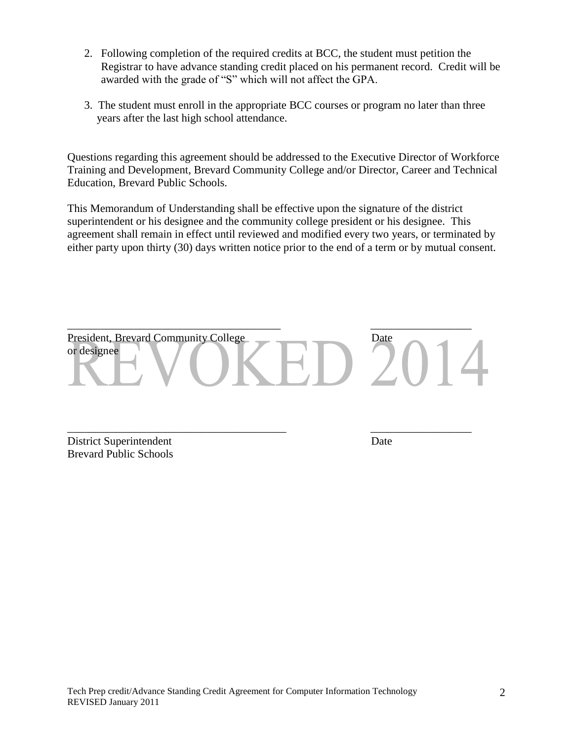2. Following completion of the required credits at BCC, the student must petition the Registrar to have advance standing credit placed on his permanent record. Credit will be awarded with the grade of "S" which will not affect the GPA.

3. The student must enroll in the appropriate BCC courses or program no later than three years after the last high school attendance.

Questions regarding this agreement should be addressed to the Executive Director of Workforce Training and Development, Brevard Community College and/or Director, Career and Technical Education, Brevard Public Schools.

This Memorandum of Understanding shall be effective upon the signature of the district superintendent or his designee and the community college president or his designee. This agreement shall remain in effect until reviewed and modified every two years, or terminated by either party upon thirty (30) days written notice prior to the end of a term or by mutual consent.

REVOKED 2014

\_\_\_\_\_\_\_\_\_\_\_\_\_\_\_\_\_\_\_\_\_\_\_\_\_\_\_\_\_\_\_\_\_\_\_\_\_\_ \_\_\_\_\_\_\_\_\_\_\_\_\_\_\_\_\_\_

President, Brevard Community College Date
or designee

\_\_\_\_\_\_\_\_\_\_\_\_\_\_\_\_\_\_\_\_\_\_\_\_\_\_\_\_\_\_\_\_\_\_\_\_\_\_ \_\_\_\_\_\_\_\_\_\_\_\_\_\_\_\_\_\_

District Superintendent Date
Brevard Public Schools

Tech Prep credit/Advance Standing Credit Agreement for Computer Information Technology
REVISED January 2011